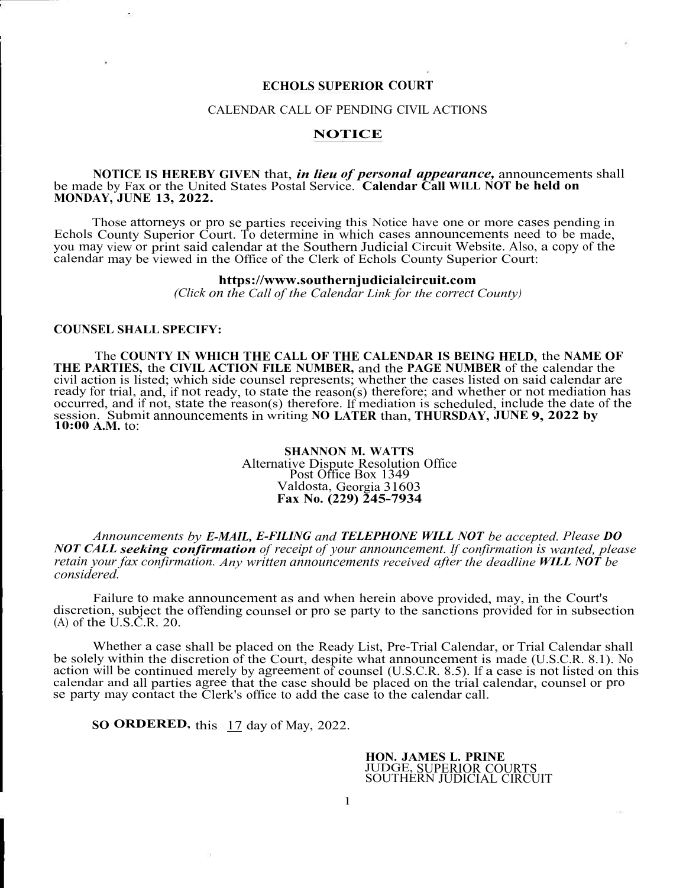# ECHOLS SUPERIOR COURT

CALENDAR CALL OF PENDING CIVIL ACTIONS

## NOTICE

**NOTICE IS HEREBY GIVEN** that, ***in lieu of personal appearance,*** announcements shall be made by Fax or the United States Postal Service. **Calendar Call WILL NOT be held on MONDAY, JUNE 13, 2022.**

Those attorneys or pro se parties receiving this Notice have one or more cases pending in Echols County Superior Court. To determine in which cases announcements need to be made, you may view or print said calendar at the Southern Judicial Circuit Website. Also, a copy of the calendar may be viewed in the Office of the Clerk of Echols County Superior Court:

**https://www.southernjudicialcircuit.com**
*(Click on the Call of the Calendar Link for the correct County)*

**COUNSEL SHALL SPECIFY:**

The **COUNTY IN WHICH THE CALL OF THE CALENDAR IS BEING HELD,** the **NAME OF THE PARTIES,** the **CIVIL ACTION FILE NUMBER,** and the **PAGE NUMBER** of the calendar the civil action is listed; which side counsel represents; whether the cases listed on said calendar are ready for trial, and, if not ready, to state the reason(s) therefore; and whether or not mediation has occurred, and if not, state the reason(s) therefore. If mediation is scheduled, include the date of the session. Submit announcements in writing **NO LATER** than, **THURSDAY, JUNE 9, 2022 by 10:00 A.M.** to:

**SHANNON M. WATTS**
Alternative Dispute Resolution Office
Post Office Box 1349
Valdosta, Georgia 31603
**Fax No. (229) 245-7934**

*Announcements by **E-MAIL, E-FILING** and **TELEPHONE WILL NOT** be accepted. Please **DO NOT CALL seeking confirmation** of receipt of your announcement. If confirmation is wanted, please retain your fax confirmation. Any written announcements received after the deadline **WILL NOT** be considered.*

Failure to make announcement as and when herein above provided, may, in the Court's discretion, subject the offending counsel or pro se party to the sanctions provided for in subsection (A) of the U.S.C.R. 20.

Whether a case shall be placed on the Ready List, Pre-Trial Calendar, or Trial Calendar shall be solely within the discretion of the Court, despite what announcement is made (U.S.C.R. 8.1). No action will be continued merely by agreement of counsel (U.S.C.R. 8.5). If a case is not listed on this calendar and all parties agree that the case should be placed on the trial calendar, counsel or pro se party may contact the Clerk's office to add the case to the calendar call.

**SO ORDERED**, this 17 day of May, 2022.

**HON. JAMES L. PRINE**
JUDGE, SUPERIOR COURTS
SOUTHERN JUDICIAL CIRCUIT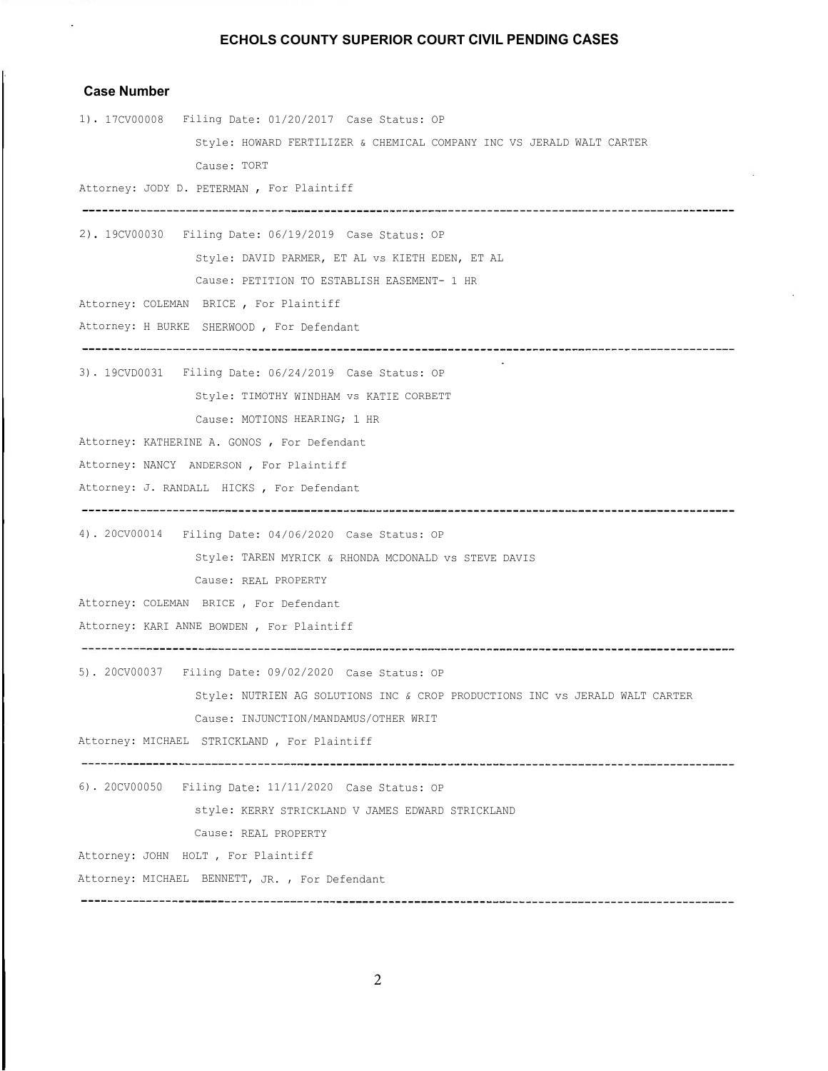# ECHOLS COUNTY SUPERIOR COURT CIVIL PENDING CASES

**Case Number**

1). 17CV00008 Filing Date: 01/20/2017 Case Status: OP

Style: HOWARD FERTILIZER & CHEMICAL COMPANY INC VS JERALD WALT CARTER

Cause: TORT

Attorney: JODY D. PETERMAN , For Plaintiff

---

2). 19CV00030 Filing Date: 06/19/2019 Case Status: OP

Style: DAVID PARMER, ET AL vs KIETH EDEN, ET AL

Cause: PETITION TO ESTABLISH EASEMENT- 1 HR

Attorney: COLEMAN BRICE , For Plaintiff

Attorney: H BURKE SHERWOOD , For Defendant

---

3). 19CVD0031 Filing Date: 06/24/2019 Case Status: OP

Style: TIMOTHY WINDHAM vs KATIE CORBETT

Cause: MOTIONS HEARING; 1 HR

Attorney: KATHERINE A. GONOS , For Defendant

Attorney: NANCY ANDERSON , For Plaintiff

Attorney: J. RANDALL HICKS , For Defendant

---

4). 20CV00014 Filing Date: 04/06/2020 Case Status: OP

Style: TAREN MYRICK & RHONDA MCDONALD vs STEVE DAVIS

Cause: REAL PROPERTY

Attorney: COLEMAN BRICE , For Defendant

Attorney: KARI ANNE BOWDEN , For Plaintiff

---

5). 20CV00037 Filing Date: 09/02/2020 Case Status: OP

Style: NUTRIEN AG SOLUTIONS INC & CROP PRODUCTIONS INC vs JERALD WALT CARTER

Cause: INJUNCTION/MANDAMUS/OTHER WRIT

Attorney: MICHAEL STRICKLAND , For Plaintiff

---

6). 20CV00050 Filing Date: 11/11/2020 Case Status: OP

style: KERRY STRICKLAND V JAMES EDWARD STRICKLAND

Cause: REAL PROPERTY

Attorney: JOHN HOLT , For Plaintiff

Attorney: MICHAEL BENNETT, JR. , For Defendant

---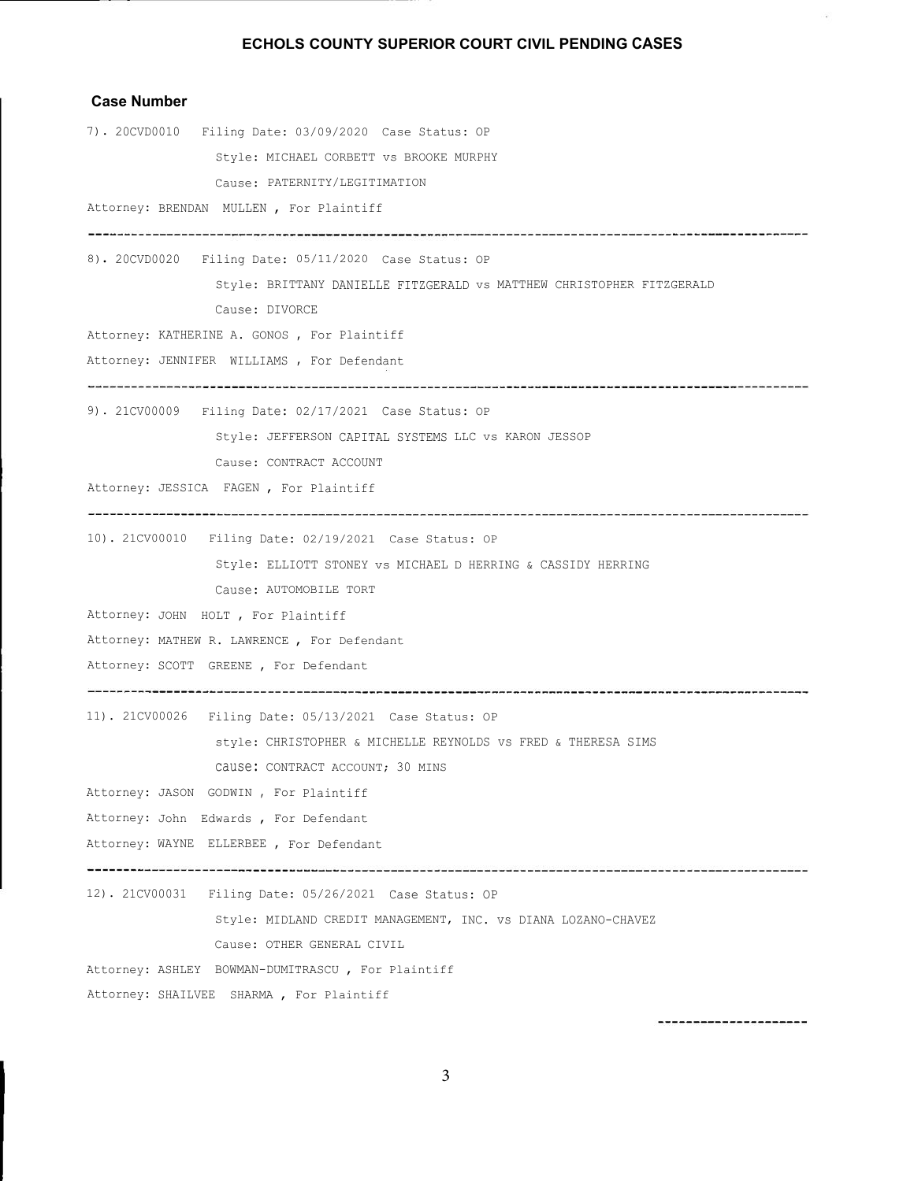## ECHOLS COUNTY SUPERIOR COURT CIVIL PENDING CASES

**Case Number**

7). 20CVD0010 Filing Date: 03/09/2020 Case Status: OP

Style: MICHAEL CORBETT vs BROOKE MURPHY

Cause: PATERNITY/LEGITIMATION

Attorney: BRENDAN MULLEN , For Plaintiff

---

8). 20CVD0020 Filing Date: 05/11/2020 Case Status: OP

Style: BRITTANY DANIELLE FITZGERALD vs MATTHEW CHRISTOPHER FITZGERALD

Cause: DIVORCE

Attorney: KATHERINE A. GONOS , For Plaintiff

Attorney: JENNIFER WILLIAMS , For Defendant

---

9). 21CV00009 Filing Date: 02/17/2021 Case Status: OP

Style: JEFFERSON CAPITAL SYSTEMS LLC vs KARON JESSOP

Cause: CONTRACT ACCOUNT

Attorney: JESSICA FAGEN , For Plaintiff

---

10). 21CV00010 Filing Date: 02/19/2021 Case Status: OP

Style: ELLIOTT STONEY vs MICHAEL D HERRING & CASSIDY HERRING

Cause: AUTOMOBILE TORT

Attorney: JOHN HOLT , For Plaintiff

Attorney: MATHEW R. LAWRENCE , For Defendant

Attorney: SCOTT GREENE , For Defendant

---

11). 21CV00026 Filing Date: 05/13/2021 Case Status: OP

style: CHRISTOPHER & MICHELLE REYNOLDS vs FRED & THERESA SIMS

cause: CONTRACT ACCOUNT; 30 MINS

Attorney: JASON GODWIN , For Plaintiff

Attorney: John Edwards , For Defendant

Attorney: WAYNE ELLERBEE , For Defendant

---

12). 21CV00031 Filing Date: 05/26/2021 Case Status: OP

Style: MIDLAND CREDIT MANAGEMENT, INC. vs DIANA LOZANO-CHAVEZ

Cause: OTHER GENERAL CIVIL

Attorney: ASHLEY BOWMAN-DUMITRASCU , For Plaintiff

Attorney: SHAILVEE SHARMA , For Plaintiff

---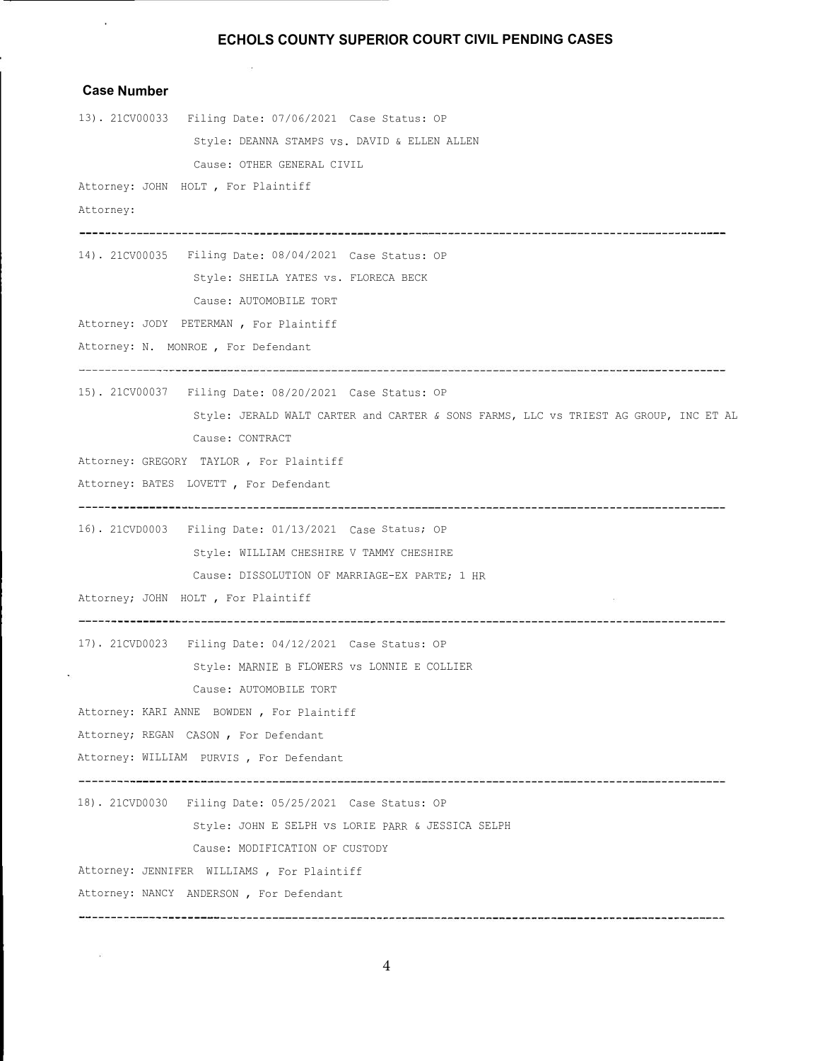# ECHOLS COUNTY SUPERIOR COURT CIVIL PENDING CASES

**Case Number**

13). 21CV00033 Filing Date: 07/06/2021 Case Status: OP

Style: DEANNA STAMPS vs. DAVID & ELLEN ALLEN

Cause: OTHER GENERAL CIVIL

Attorney: JOHN HOLT , For Plaintiff

Attorney:

---

14). 21CV00035 Filing Date: 08/04/2021 Case Status: OP

Style: SHEILA YATES vs. FLORECA BECK

Cause: AUTOMOBILE TORT

Attorney: JODY PETERMAN , For Plaintiff

Attorney: N. MONROE , For Defendant

---

15). 21CV00037 Filing Date: 08/20/2021 Case Status: OP

Style: JERALD WALT CARTER and CARTER & SONS FARMS, LLC vs TRIEST AG GROUP, INC ET AL

Cause: CONTRACT

Attorney: GREGORY TAYLOR , For Plaintiff

Attorney: BATES LOVETT , For Defendant

---

16). 21CVD0003 Filing Date: 01/13/2021 Case Status; OP

Style: WILLIAM CHESHIRE V TAMMY CHESHIRE

Cause: DISSOLUTION OF MARRIAGE-EX PARTE; 1 HR

Attorney; JOHN HOLT , For Plaintiff

---

17). 21CVD0023 Filing Date: 04/12/2021 Case Status: OP

Style: MARNIE B FLOWERS vs LONNIE E COLLIER

Cause: AUTOMOBILE TORT

Attorney: KARI ANNE BOWDEN , For Plaintiff

Attorney; REGAN CASON , For Defendant

Attorney: WILLIAM PURVIS , For Defendant

---

18). 21CVD0030 Filing Date: 05/25/2021 Case Status: OP

Style: JOHN E SELPH vs LORIE PARR & JESSICA SELPH

Cause: MODIFICATION OF CUSTODY

Attorney: JENNIFER WILLIAMS , For Plaintiff

Attorney: NANCY ANDERSON , For Defendant

---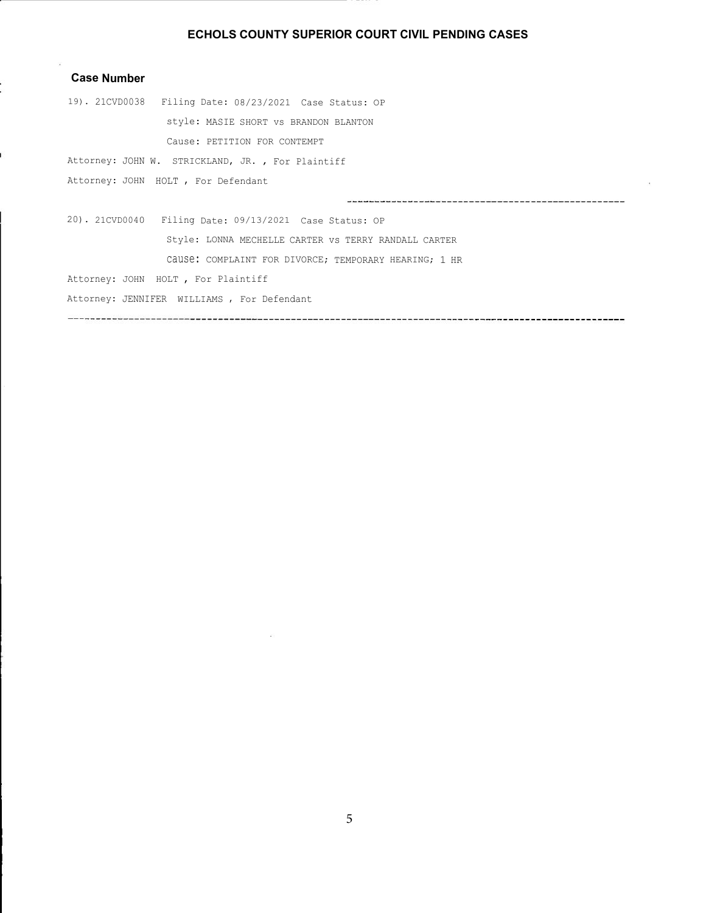# ECHOLS COUNTY SUPERIOR COURT CIVIL PENDING CASES

**Case Number**

19). 21CVD0038 Filing Date: 08/23/2021 Case Status: OP

style: MASIE SHORT vs BRANDON BLANTON

Cause: PETITION FOR CONTEMPT

Attorney: JOHN W. STRICKLAND, JR. , For Plaintiff

Attorney: JOHN HOLT , For Defendant

---

20). 21CVD0040 Filing Date: 09/13/2021 Case Status: OP

Style: LONNA MECHELLE CARTER vs TERRY RANDALL CARTER

Cause: COMPLAINT FOR DIVORCE; TEMPORARY HEARING; 1 HR

Attorney: JOHN HOLT , For Plaintiff

Attorney: JENNIFER WILLIAMS , For Defendant

---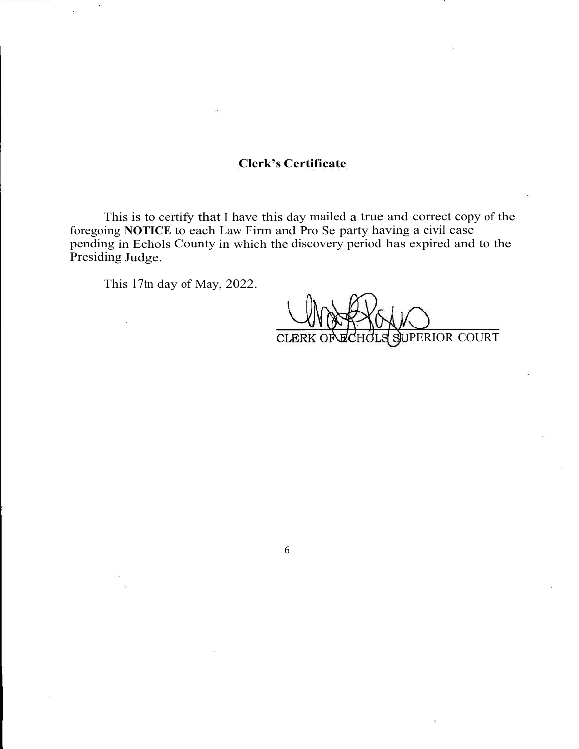## Clerk's Certificate

This is to certify that I have this day mailed a true and correct copy of the foregoing **NOTICE** to each Law Firm and Pro Se party having a civil case pending in Echols County in which the discovery period has expired and to the Presiding Judge.

This 17tn day of May, 2022.

CLERK OF ECHOLS SUPERIOR COURT